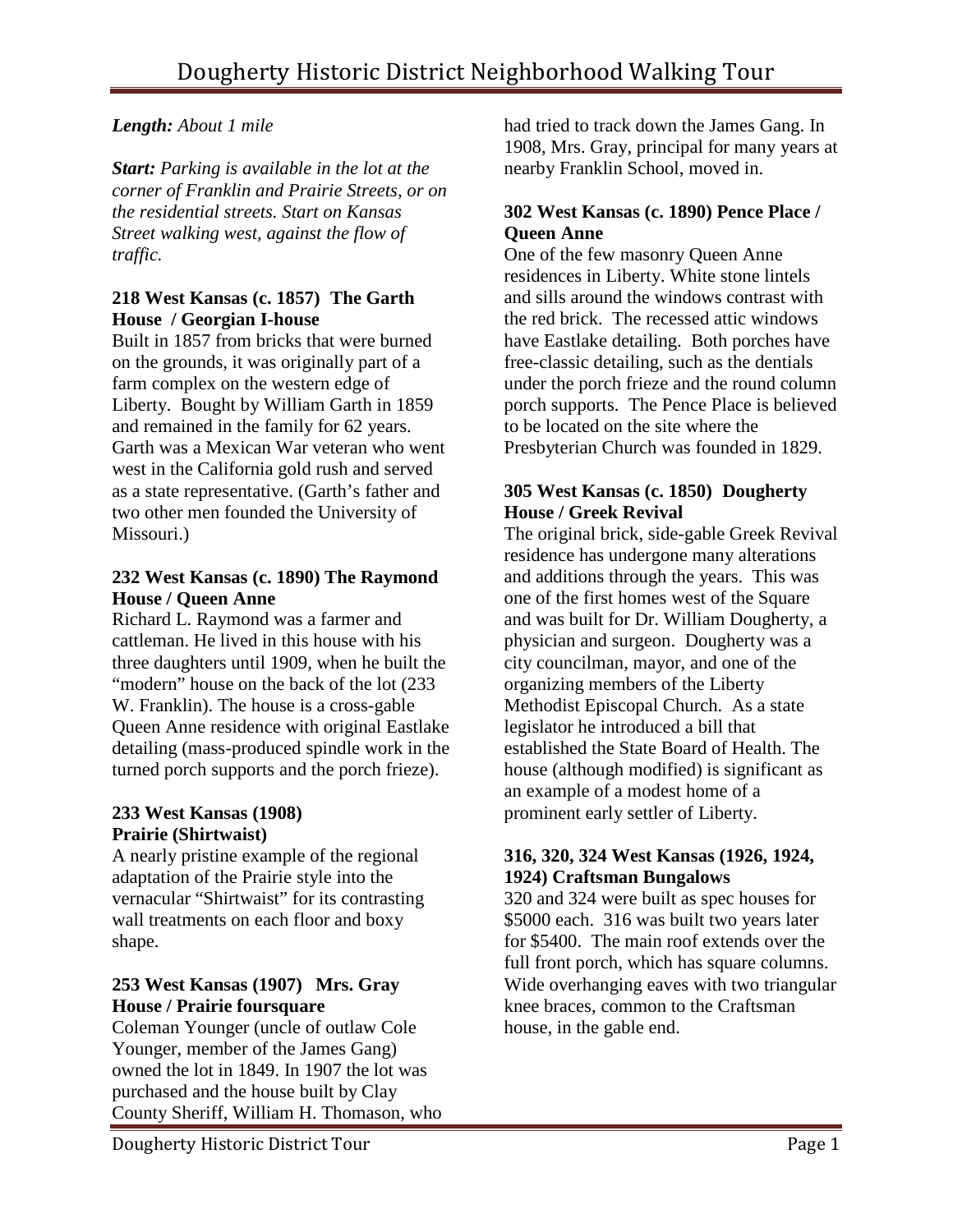# Dougherty Historic District Neighborhood Walking Tour

***Length:*** *About 1 mile*

***Start:*** *Parking is available in the lot at the corner of Franklin and Prairie Streets, or on the residential streets. Start on Kansas Street walking west, against the flow of traffic.*

### 218 West Kansas (c. 1857) The Garth House / Georgian I-house

Built in 1857 from bricks that were burned on the grounds, it was originally part of a farm complex on the western edge of Liberty. Bought by William Garth in 1859 and remained in the family for 62 years. Garth was a Mexican War veteran who went west in the California gold rush and served as a state representative. (Garth's father and two other men founded the University of Missouri.)

### 232 West Kansas (c. 1890) The Raymond House / Queen Anne

Richard L. Raymond was a farmer and cattleman. He lived in this house with his three daughters until 1909, when he built the "modern" house on the back of the lot (233 W. Franklin). The house is a cross-gable Queen Anne residence with original Eastlake detailing (mass-produced spindle work in the turned porch supports and the porch frieze).

### 233 West Kansas (1908) Prairie (Shirtwaist)

A nearly pristine example of the regional adaptation of the Prairie style into the vernacular "Shirtwaist" for its contrasting wall treatments on each floor and boxy shape.

### 253 West Kansas (1907) Mrs. Gray House / Prairie foursquare

Coleman Younger (uncle of outlaw Cole Younger, member of the James Gang) owned the lot in 1849. In 1907 the lot was purchased and the house built by Clay County Sheriff, William H. Thomason, who had tried to track down the James Gang. In 1908, Mrs. Gray, principal for many years at nearby Franklin School, moved in.

### 302 West Kansas (c. 1890) Pence Place / Queen Anne

One of the few masonry Queen Anne residences in Liberty. White stone lintels and sills around the windows contrast with the red brick. The recessed attic windows have Eastlake detailing. Both porches have free-classic detailing, such as the dentials under the porch frieze and the round column porch supports. The Pence Place is believed to be located on the site where the Presbyterian Church was founded in 1829.

### 305 West Kansas (c. 1850) Dougherty House / Greek Revival

The original brick, side-gable Greek Revival residence has undergone many alterations and additions through the years. This was one of the first homes west of the Square and was built for Dr. William Dougherty, a physician and surgeon. Dougherty was a city councilman, mayor, and one of the organizing members of the Liberty Methodist Episcopal Church. As a state legislator he introduced a bill that established the State Board of Health. The house (although modified) is significant as an example of a modest home of a prominent early settler of Liberty.

### 316, 320, 324 West Kansas (1926, 1924, 1924) Craftsman Bungalows

320 and 324 were built as spec houses for $5000 each. 316 was built two years later for $5400. The main roof extends over the full front porch, which has square columns. Wide overhanging eaves with two triangular knee braces, common to the Craftsman house, in the gable end.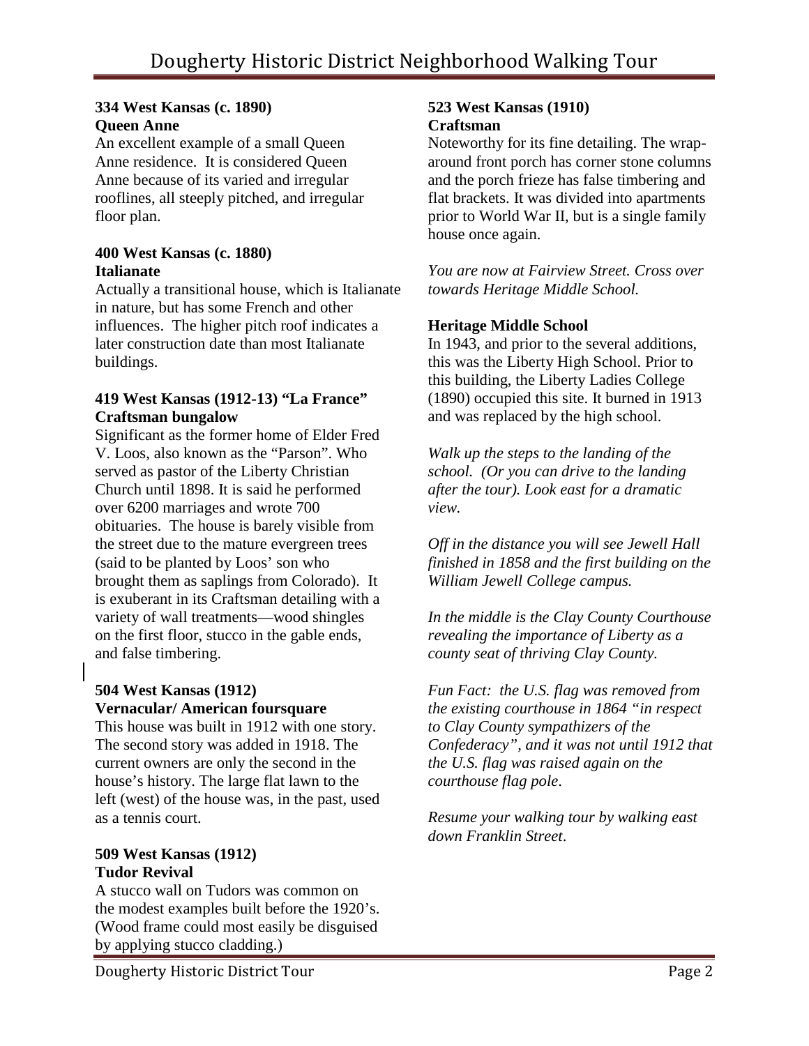**334 West Kansas (c. 1890)**
**Queen Anne**

An excellent example of a small Queen Anne residence. It is considered Queen Anne because of its varied and irregular rooflines, all steeply pitched, and irregular floor plan.

**400 West Kansas (c. 1880)**
**Italianate**

Actually a transitional house, which is Italianate in nature, but has some French and other influences. The higher pitch roof indicates a later construction date than most Italianate buildings.

**419 West Kansas (1912-13) "La France"**
**Craftsman bungalow**

Significant as the former home of Elder Fred V. Loos, also known as the "Parson". Who served as pastor of the Liberty Christian Church until 1898. It is said he performed over 6200 marriages and wrote 700 obituaries. The house is barely visible from the street due to the mature evergreen trees (said to be planted by Loos' son who brought them as saplings from Colorado). It is exuberant in its Craftsman detailing with a variety of wall treatments—wood shingles on the first floor, stucco in the gable ends, and false timbering.

**504 West Kansas (1912)**
**Vernacular/ American foursquare**

This house was built in 1912 with one story. The second story was added in 1918. The current owners are only the second in the house's history. The large flat lawn to the left (west) of the house was, in the past, used as a tennis court.

**509 West Kansas (1912)**
**Tudor Revival**

A stucco wall on Tudors was common on the modest examples built before the 1920's. (Wood frame could most easily be disguised by applying stucco cladding.)

**523 West Kansas (1910)**
**Craftsman**

Noteworthy for its fine detailing. The wrap-around front porch has corner stone columns and the porch frieze has false timbering and flat brackets. It was divided into apartments prior to World War II, but is a single family house once again.

*You are now at Fairview Street. Cross over towards Heritage Middle School.*

**Heritage Middle School**

In 1943, and prior to the several additions, this was the Liberty High School. Prior to this building, the Liberty Ladies College (1890) occupied this site. It burned in 1913 and was replaced by the high school.

*Walk up the steps to the landing of the school. (Or you can drive to the landing after the tour). Look east for a dramatic view.*

*Off in the distance you will see Jewell Hall finished in 1858 and the first building on the William Jewell College campus.*

*In the middle is the Clay County Courthouse revealing the importance of Liberty as a county seat of thriving Clay County.*

*Fun Fact: the U.S. flag was removed from the existing courthouse in 1864 "in respect to Clay County sympathizers of the Confederacy", and it was not until 1912 that the U.S. flag was raised again on the courthouse flag pole.*

*Resume your walking tour by walking east down Franklin Street.*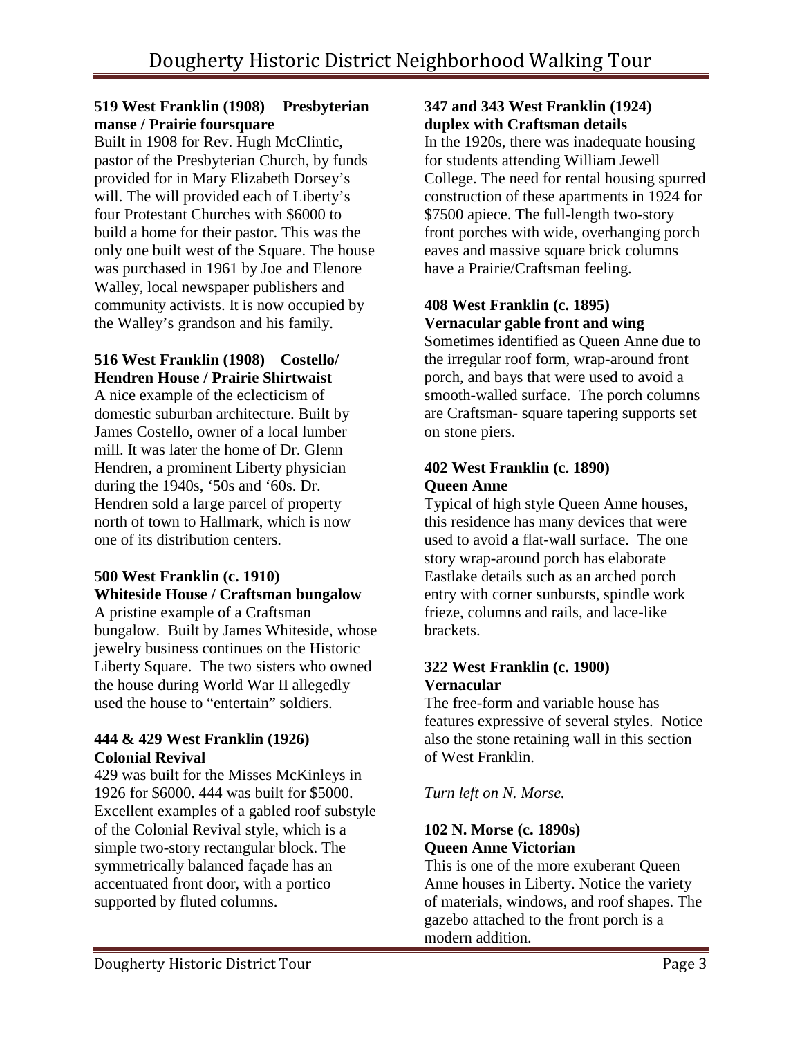**519 West Franklin (1908) Presbyterian manse / Prairie foursquare**

Built in 1908 for Rev. Hugh McClintic, pastor of the Presbyterian Church, by funds provided for in Mary Elizabeth Dorsey's will. The will provided each of Liberty's four Protestant Churches with $6000 to build a home for their pastor. This was the only one built west of the Square. The house was purchased in 1961 by Joe and Elenore Walley, local newspaper publishers and community activists. It is now occupied by the Walley's grandson and his family.

**516 West Franklin (1908) Costello/ Hendren House / Prairie Shirtwaist**

A nice example of the eclecticism of domestic suburban architecture. Built by James Costello, owner of a local lumber mill. It was later the home of Dr. Glenn Hendren, a prominent Liberty physician during the 1940s, '50s and '60s. Dr. Hendren sold a large parcel of property north of town to Hallmark, which is now one of its distribution centers.

**500 West Franklin (c. 1910) Whiteside House / Craftsman bungalow**

A pristine example of a Craftsman bungalow. Built by James Whiteside, whose jewelry business continues on the Historic Liberty Square. The two sisters who owned the house during World War II allegedly used the house to "entertain" soldiers.

**444 & 429 West Franklin (1926) Colonial Revival**

429 was built for the Misses McKinleys in 1926 for $6000. 444 was built for $5000. Excellent examples of a gabled roof substyle of the Colonial Revival style, which is a simple two-story rectangular block. The symmetrically balanced façade has an accentuated front door, with a portico supported by fluted columns.

**347 and 343 West Franklin (1924) duplex with Craftsman details**

In the 1920s, there was inadequate housing for students attending William Jewell College. The need for rental housing spurred construction of these apartments in 1924 for $7500 apiece. The full-length two-story front porches with wide, overhanging porch eaves and massive square brick columns have a Prairie/Craftsman feeling.

**408 West Franklin (c. 1895) Vernacular gable front and wing**

Sometimes identified as Queen Anne due to the irregular roof form, wrap-around front porch, and bays that were used to avoid a smooth-walled surface. The porch columns are Craftsman- square tapering supports set on stone piers.

**402 West Franklin (c. 1890) Queen Anne**

Typical of high style Queen Anne houses, this residence has many devices that were used to avoid a flat-wall surface. The one story wrap-around porch has elaborate Eastlake details such as an arched porch entry with corner sunbursts, spindle work frieze, columns and rails, and lace-like brackets.

**322 West Franklin (c. 1900) Vernacular**

The free-form and variable house has features expressive of several styles. Notice also the stone retaining wall in this section of West Franklin.

*Turn left on N. Morse.*

**102 N. Morse (c. 1890s) Queen Anne Victorian**

This is one of the more exuberant Queen Anne houses in Liberty. Notice the variety of materials, windows, and roof shapes. The gazebo attached to the front porch is a modern addition.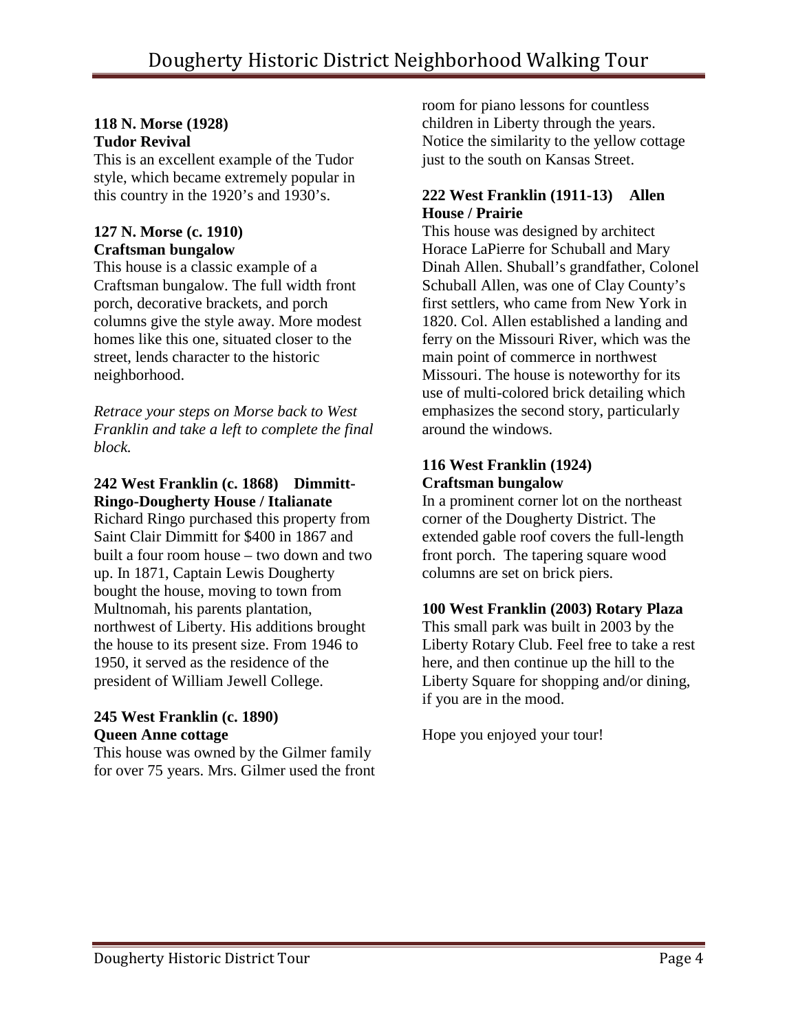**118 N. Morse (1928)**
**Tudor Revival**

This is an excellent example of the Tudor style, which became extremely popular in this country in the 1920's and 1930's.

**127 N. Morse (c. 1910)**
**Craftsman bungalow**

This house is a classic example of a Craftsman bungalow. The full width front porch, decorative brackets, and porch columns give the style away. More modest homes like this one, situated closer to the street, lends character to the historic neighborhood.

*Retrace your steps on Morse back to West Franklin and take a left to complete the final block.*

**242 West Franklin (c. 1868) Dimmitt-Ringo-Dougherty House / Italianate**

Richard Ringo purchased this property from Saint Clair Dimmitt for $400 in 1867 and built a four room house – two down and two up. In 1871, Captain Lewis Dougherty bought the house, moving to town from Multnomah, his parents plantation, northwest of Liberty. His additions brought the house to its present size. From 1946 to 1950, it served as the residence of the president of William Jewell College.

**245 West Franklin (c. 1890)**
**Queen Anne cottage**

This house was owned by the Gilmer family for over 75 years. Mrs. Gilmer used the front room for piano lessons for countless children in Liberty through the years. Notice the similarity to the yellow cottage just to the south on Kansas Street.

**222 West Franklin (1911-13) Allen House / Prairie**

This house was designed by architect Horace LaPierre for Schuball and Mary Dinah Allen. Shuball's grandfather, Colonel Schuball Allen, was one of Clay County's first settlers, who came from New York in 1820. Col. Allen established a landing and ferry on the Missouri River, which was the main point of commerce in northwest Missouri. The house is noteworthy for its use of multi-colored brick detailing which emphasizes the second story, particularly around the windows.

**116 West Franklin (1924)**
**Craftsman bungalow**

In a prominent corner lot on the northeast corner of the Dougherty District. The extended gable roof covers the full-length front porch. The tapering square wood columns are set on brick piers.

**100 West Franklin (2003) Rotary Plaza**

This small park was built in 2003 by the Liberty Rotary Club. Feel free to take a rest here, and then continue up the hill to the Liberty Square for shopping and/or dining, if you are in the mood.

Hope you enjoyed your tour!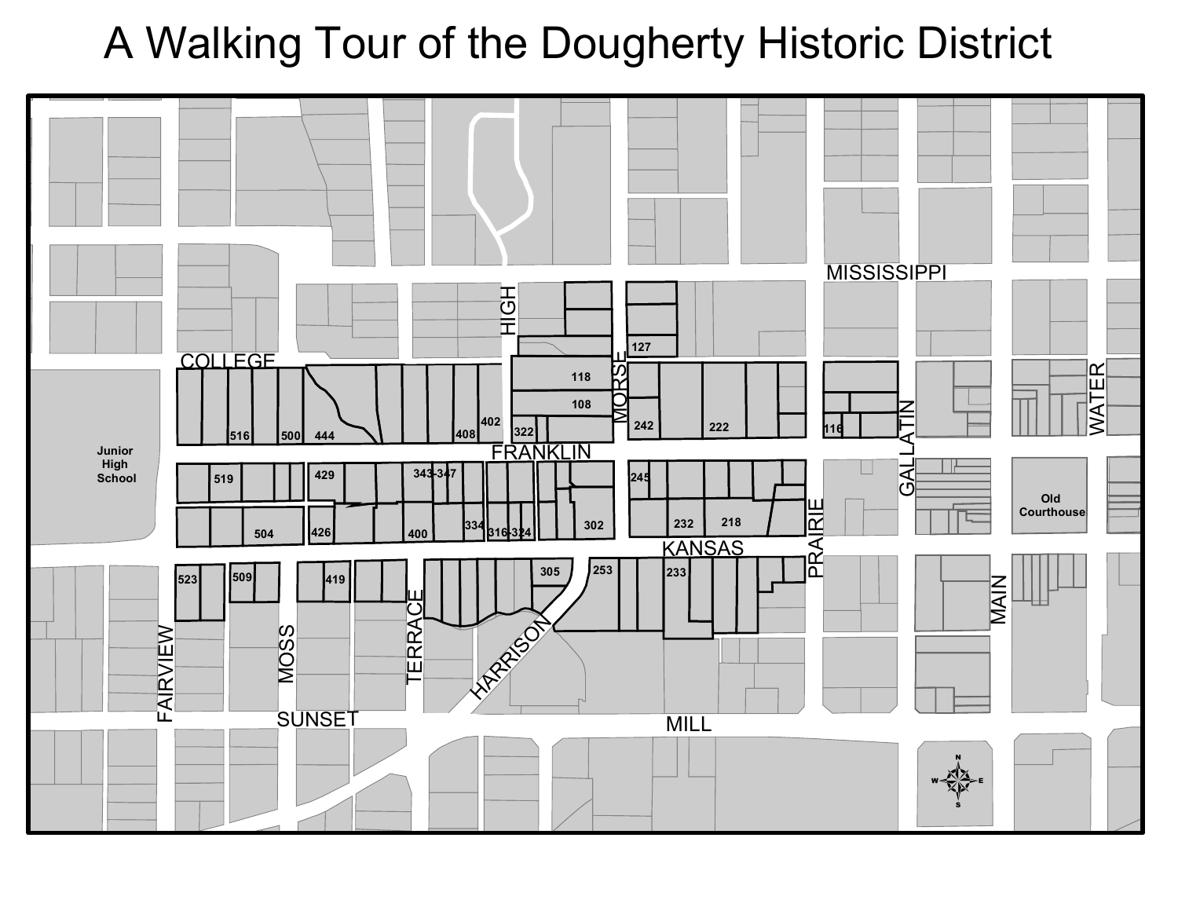# A Walking Tour of the Dougherty Historic District

MISSISSIPPI
HIGH
MORSE
COLLEGE
FRANKLIN
KANSAS
PRAIRIE
GALLATIN
WATER
MAIN
FAIRVIEW
MOSS
TERRACE
HARRISON
SUNSET
MILL

Junior High School
Old Courthouse

127
118
108
402
516
500
444
408
322
242
222
116
519
429
343-347
245
504
426
400
334
316-324
302
232
218
523
509
419
305
253
233